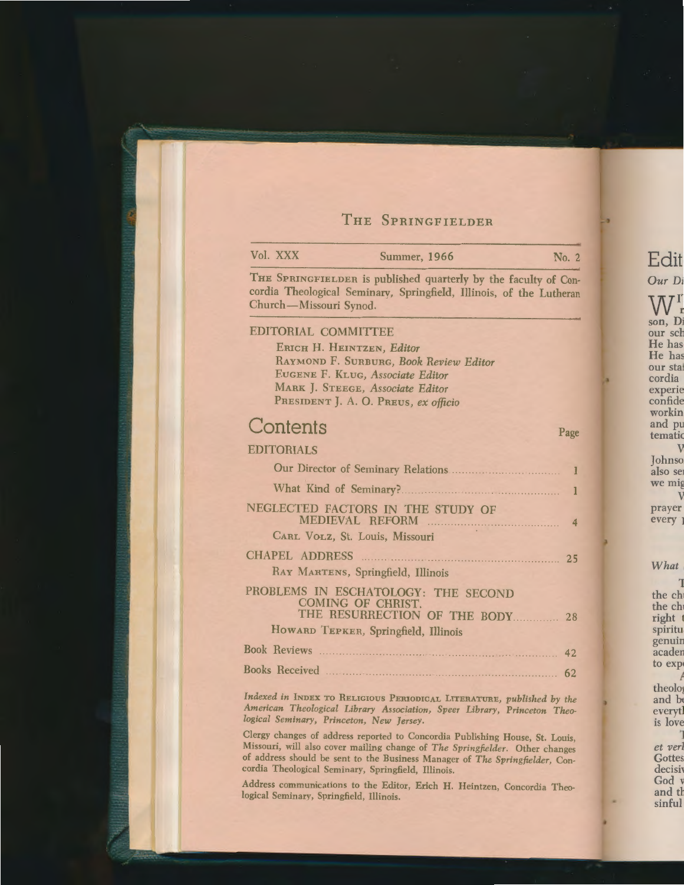# The Springfielder

Vol. XXX Summer, 1966 No. 2

THE SPRINGFIELDER is published quarterly by the faculty of Concordia Theological Seminary, Springfield, Illinois, of the Lutheran Church—Missouri Synod.

## EDITORIAL COMMITTEE

ERICH H. HEINTZEN, *Editor*
RAYMOND F. SURBURG, *Book Review Editor*
EUGENE F. KLUG, *Associate Editor*
MARK J. STEEGE, *Associate Editor*
PRESIDENT J. A. O. PREUS, *ex officio*

## Contents

| | Page |
|---|---|
| EDITORIALS | |
| Our Director of Seminary Relations | 1 |
| What Kind of Seminary? | 1 |
| NEGLECTED FACTORS IN THE STUDY OF MEDIEVAL REFORM<br>CARL VOLZ, St. Louis, Missouri | 4 |
| CHAPEL ADDRESS<br>RAY MARTENS, Springfield, Illinois | 25 |
| PROBLEMS IN ESCHATOLOGY: THE SECOND COMING OF CHRIST. THE RESURRECTION OF THE BODY<br>HOWARD TEPKER, Springfield, Illinois | 28 |
| Book Reviews | 42 |
| Books Received | 62 |

*Indexed in* INDEX TO RELIGIOUS PERIODICAL LITERATURE, *published by the American Theological Library Association, Speer Library, Princeton Theological Seminary, Princeton, New Jersey.*

Clergy changes of address reported to Concordia Publishing House, St. Louis, Missouri, will also cover mailing change of *The Springfielder*. Other changes of address should be sent to the Business Manager of *The Springfielder*, Concordia Theological Seminary, Springfield, Illinois.

Address communications to the Editor, Erich H. Heintzen, Concordia Theological Seminary, Springfield, Illinois.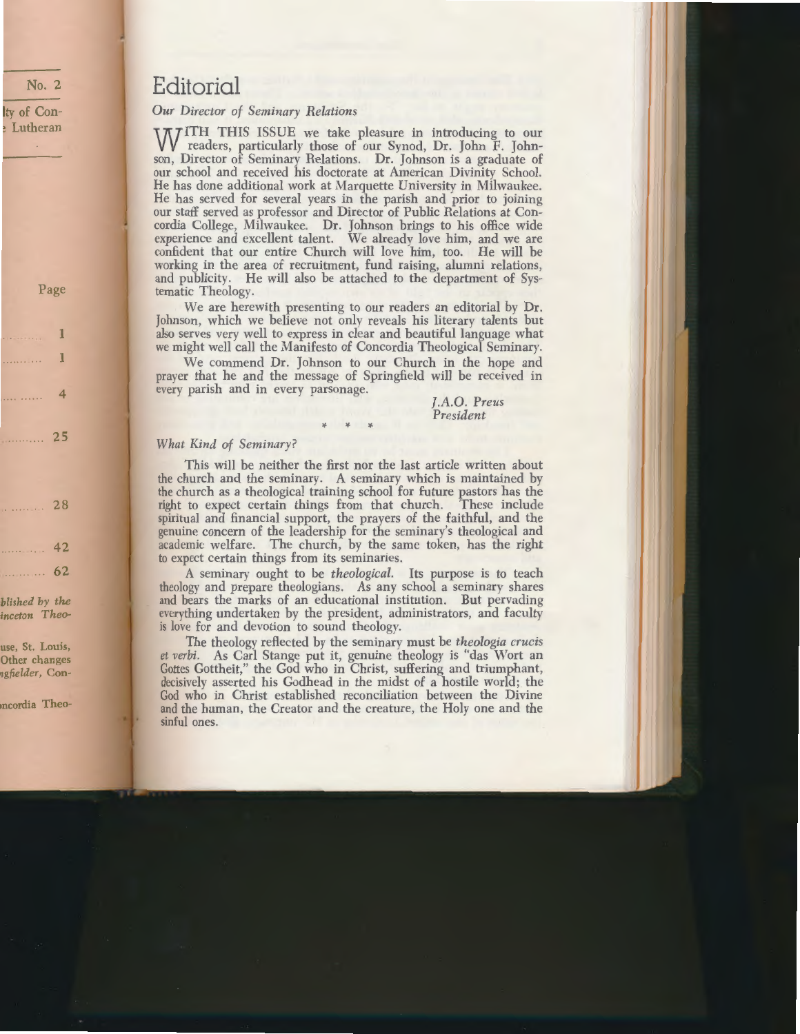# Editorial

*Our Director of Seminary Relations*

WITH THIS ISSUE we take pleasure in introducing to our readers, particularly those of our Synod, Dr. John F. Johnson, Director of Seminary Relations. Dr. Johnson is a graduate of our school and received his doctorate at American Divinity School. He has done additional work at Marquette University in Milwaukee. He has served for several years in the parish and prior to joining our staff served as professor and Director of Public Relations at Concordia College, Milwaukee. Dr. Johnson brings to his office wide experience and excellent talent. We already love him, and we are confident that our entire Church will love him, too. He will be working in the area of recruitment, fund raising, alumni relations, and publicity. He will also be attached to the department of Systematic Theology.

We are herewith presenting to our readers an editorial by Dr. Johnson, which we believe not only reveals his literary talents but also serves very well to express in clear and beautiful language what we might well call the Manifesto of Concordia Theological Seminary.

We commend Dr. Johnson to our Church in the hope and prayer that he and the message of Springfield will be received in every parish and in every parsonage.

*J.A.O. Preus*
*President*

\* \* \*

*What Kind of Seminary?*

This will be neither the first nor the last article written about the church and the seminary. A seminary which is maintained by the church as a theological training school for future pastors has the right to expect certain things from that church. These include spiritual and financial support, the prayers of the faithful, and the genuine concern of the leadership for the seminary's theological and academic welfare. The church, by the same token, has the right to expect certain things from its seminaries.

A seminary ought to be *theological.* Its purpose is to teach theology and prepare theologians. As any school a seminary shares and bears the marks of an educational institution. But pervading everything undertaken by the president, administrators, and faculty is love for and devotion to sound theology.

The theology reflected by the seminary must be *theologia crucis et verbi.* As Carl Stange put it, genuine theology is "das Wort an Gottes Gottheit," the God who in Christ, suffering and triumphant, decisively asserted his Godhead in the midst of a hostile world; the God who in Christ established reconciliation between the Divine and the human, the Creator and the creature, the Holy one and the sinful ones.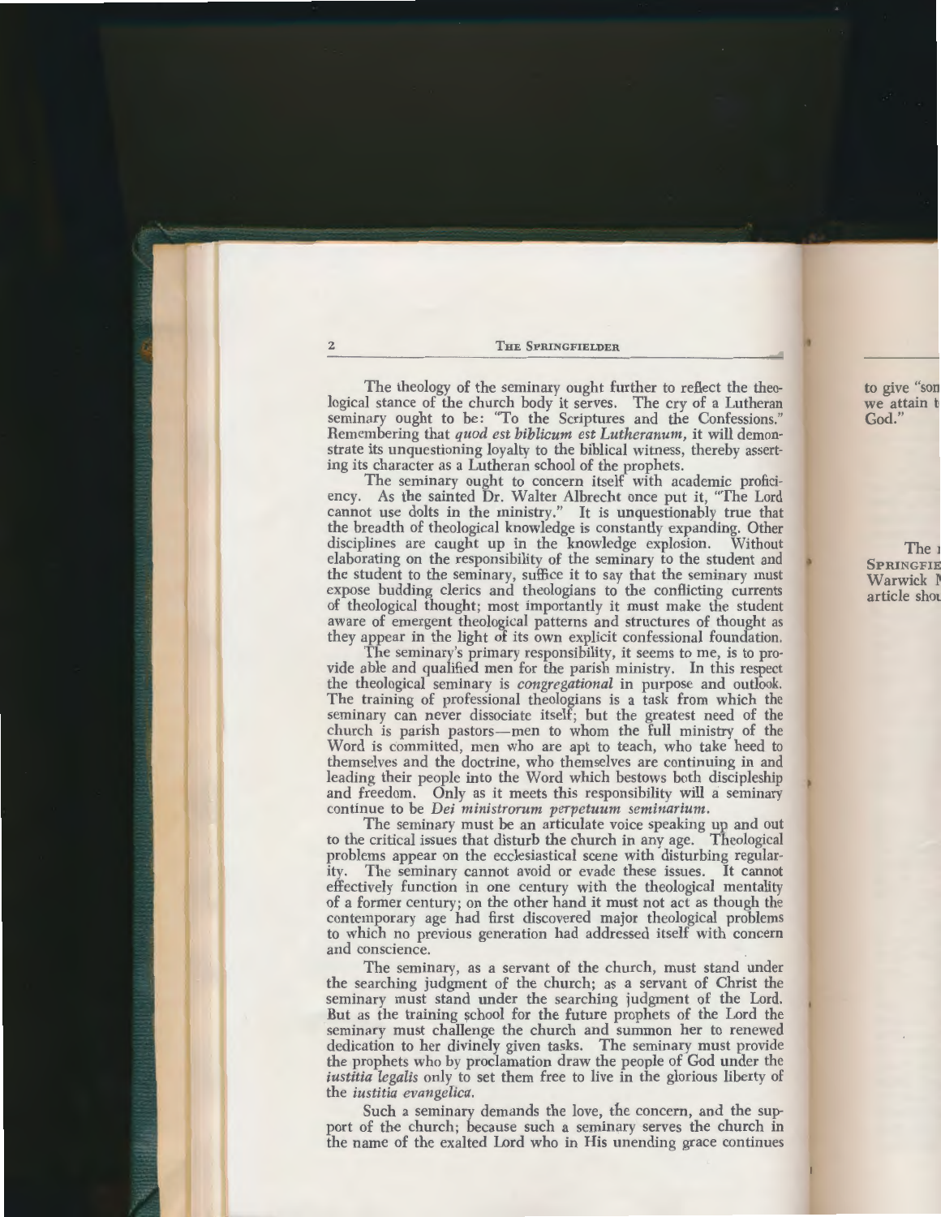The theology of the seminary ought further to reflect the theological stance of the church body it serves. The cry of a Lutheran seminary ought to be: "To the Scriptures and the Confessions." Remembering that *quod est biblicum est Lutheranum*, it will demonstrate its unquestioning loyalty to the biblical witness, thereby asserting its character as a Lutheran school of the prophets.

The seminary ought to concern itself with academic proficiency. As the sainted Dr. Walter Albrecht once put it, "The Lord cannot use dolts in the ministry." It is unquestionably true that the breadth of theological knowledge is constantly expanding. Other disciplines are caught up in the knowledge explosion. Without elaborating on the responsibility of the seminary to the student and the student to the seminary, suffice it to say that the seminary must expose budding clerics and theologians to the conflicting currents of theological thought; most importantly it must make the student aware of emergent theological patterns and structures of thought as they appear in the light of its own explicit confessional foundation.

The seminary's primary responsibility, it seems to me, is to provide able and qualified men for the parish ministry. In this respect the theological seminary is *congregational* in purpose and outlook. The training of professional theologians is a task from which the seminary can never dissociate itself; but the greatest need of the church is parish pastors—men to whom the full ministry of the Word is committed, men who are apt to teach, who take heed to themselves and the doctrine, who themselves are continuing in and leading their people into the Word which bestows both discipleship and freedom. Only as it meets this responsibility will a seminary continue to be *Dei ministrorum perpetuum seminarium*.

The seminary must be an articulate voice speaking up and out to the critical issues that disturb the church in any age. Theological problems appear on the ecclesiastical scene with disturbing regularity. The seminary cannot avoid or evade these issues. It cannot effectively function in one century with the theological mentality of a former century; on the other hand it must not act as though the contemporary age had first discovered major theological problems to which no previous generation had addressed itself with concern and conscience.

The seminary, as a servant of the church, must stand under the searching judgment of the church; as a servant of Christ the seminary must stand under the searching judgment of the Lord. But as the training school for the future prophets of the Lord the seminary must challenge the church and summon her to renewed dedication to her divinely given tasks. The seminary must provide the prophets who by proclamation draw the people of God under the *iustitia legalis* only to set them free to live in the glorious liberty of the *iustitia evangelica*.

Such a seminary demands the love, the concern, and the support of the church; because such a seminary serves the church in the name of the exalted Lord who in His unending grace continues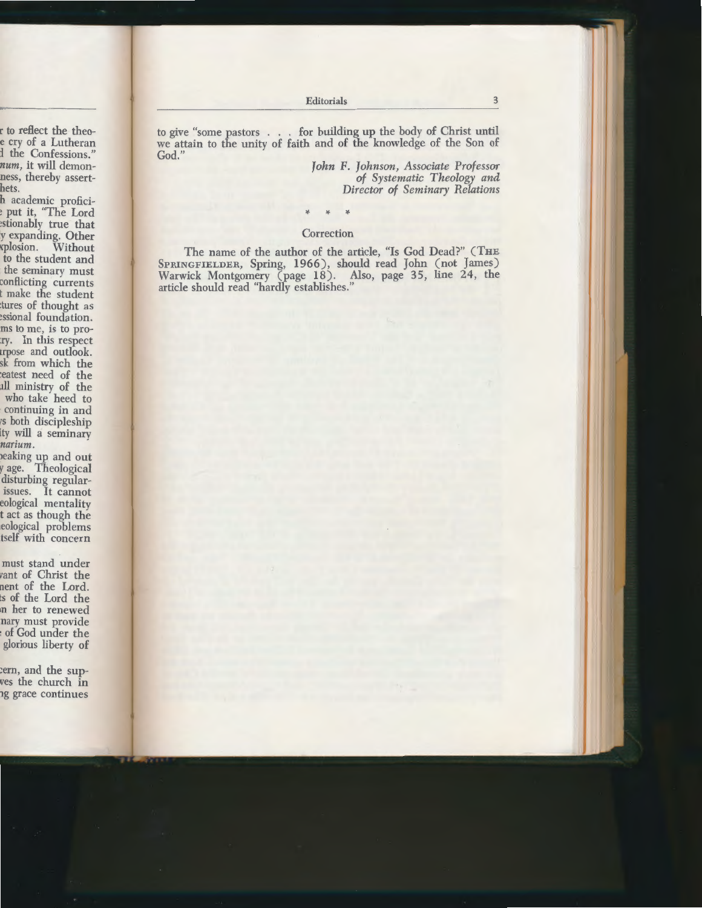to give "some pastors . . . for building up the body of Christ until we attain to the unity of faith and of the knowledge of the Son of God."

*John F. Johnson, Associate Professor of Systematic Theology and Director of Seminary Relations*

\* \* \*

## Correction

The name of the author of the article, "Is God Dead?" (THE SPRINGFIELDER, Spring, 1966), should read John (not James) Warwick Montgomery (page 18). Also, page 35, line 24, the article should read "hardly establishes."